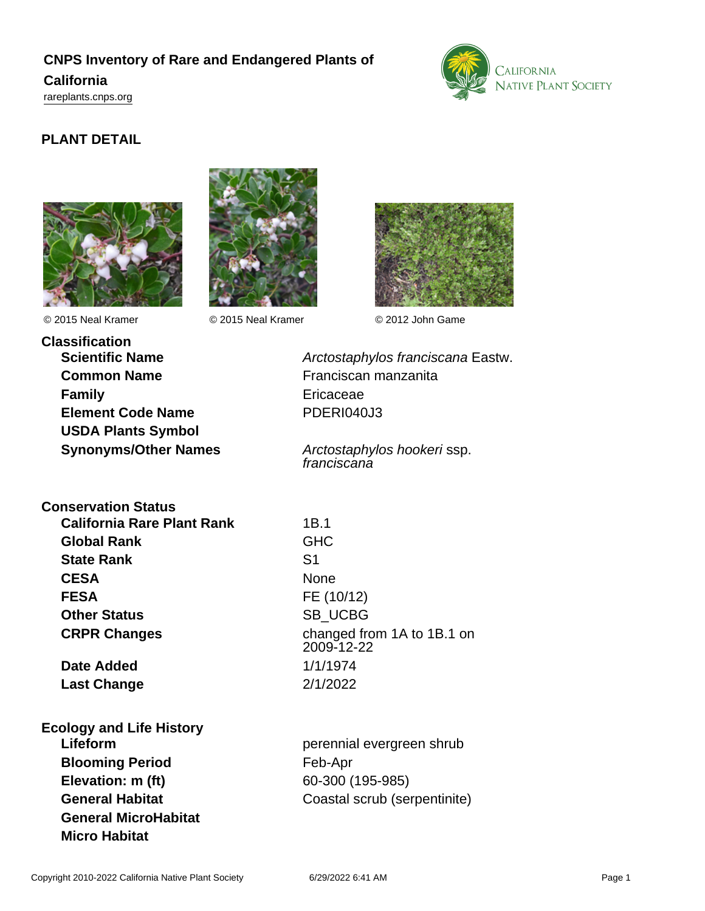# CNPS Inventory of Rare and Endangered Plants of California

rareplants.cnps.org

## PLANT DETAIL

© 2015 Neal Kramer © 2015 Neal Kramer © 2012 John Game

### Classification

| | |
|---|---|
| **Scientific Name** | *Arctostaphylos franciscana* Eastw. |
| **Common Name** | Franciscan manzanita |
| **Family** | Ericaceae |
| **Element Code Name** | PDERI040J3 |
| **USDA Plants Symbol** | |
| **Synonyms/Other Names** | *Arctostaphylos hookeri* ssp. *franciscana* |

### Conservation Status

| | |
|---|---|
| **California Rare Plant Rank** | 1B.1 |
| **Global Rank** | GHC |
| **State Rank** | S1 |
| **CESA** | None |
| **FESA** | FE (10/12) |
| **Other Status** | SB_UCBG |
| **CRPR Changes** | changed from 1A to 1B.1 on 2009-12-22 |
| **Date Added** | 1/1/1974 |
| **Last Change** | 2/1/2022 |

### Ecology and Life History

| | |
|---|---|
| **Lifeform** | perennial evergreen shrub |
| **Blooming Period** | Feb-Apr |
| **Elevation: m (ft)** | 60-300 (195-985) |
| **General Habitat** | Coastal scrub (serpentinite) |
| **General MicroHabitat** | |
| **Micro Habitat** | |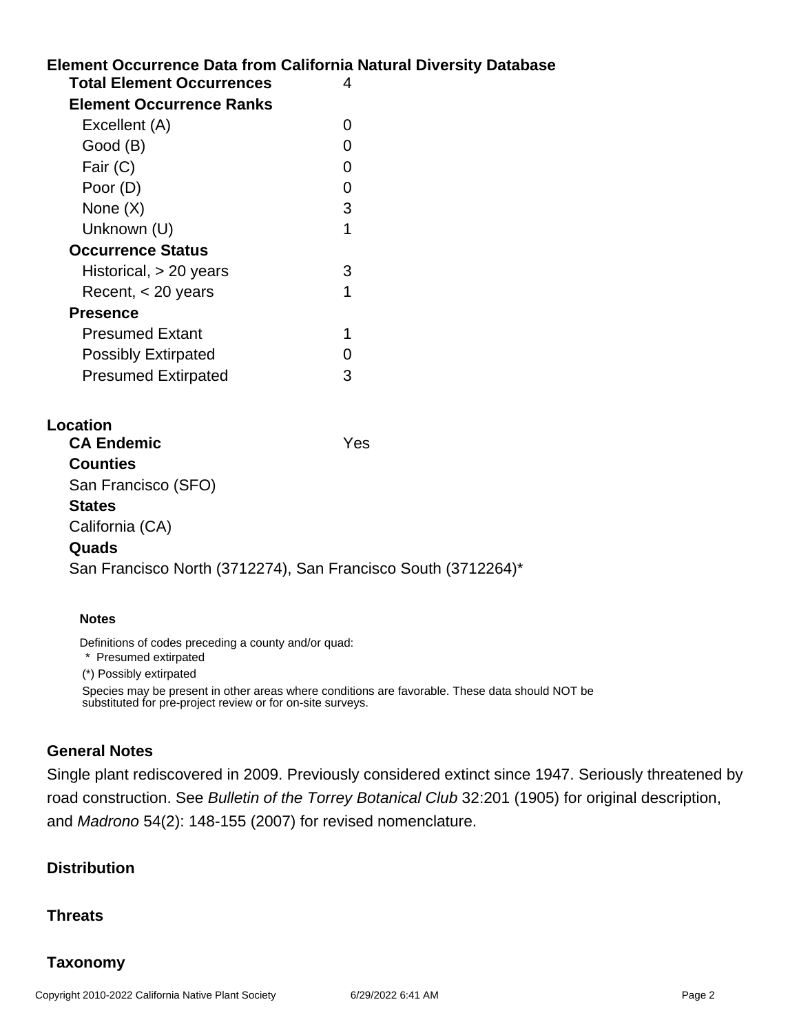## Element Occurrence Data from California Natural Diversity Database

| | |
|---|---|
| **Total Element Occurrences** | 4 |
| **Element Occurrence Ranks** | |
| Excellent (A) | 0 |
| Good (B) | 0 |
| Fair (C) | 0 |
| Poor (D) | 0 |
| None (X) | 3 |
| Unknown (U) | 1 |
| **Occurrence Status** | |
| Historical, > 20 years | 3 |
| Recent, < 20 years | 1 |
| **Presence** | |
| Presumed Extant | 1 |
| Possibly Extirpated | 0 |
| Presumed Extirpated | 3 |

## Location

**CA Endemic** Yes

**Counties**

San Francisco (SFO)

**States**

California (CA)

**Quads**

San Francisco North (3712274), San Francisco South (3712264)*

**Notes**

Definitions of codes preceding a county and/or quad:

* Presumed extirpated

(*) Possibly extirpated

Species may be present in other areas where conditions are favorable. These data should NOT be substituted for pre-project review or for on-site surveys.

## General Notes

Single plant rediscovered in 2009. Previously considered extinct since 1947. Seriously threatened by road construction. See *Bulletin of the Torrey Botanical Club* 32:201 (1905) for original description, and *Madrono* 54(2): 148-155 (2007) for revised nomenclature.

## Distribution

## Threats

## Taxonomy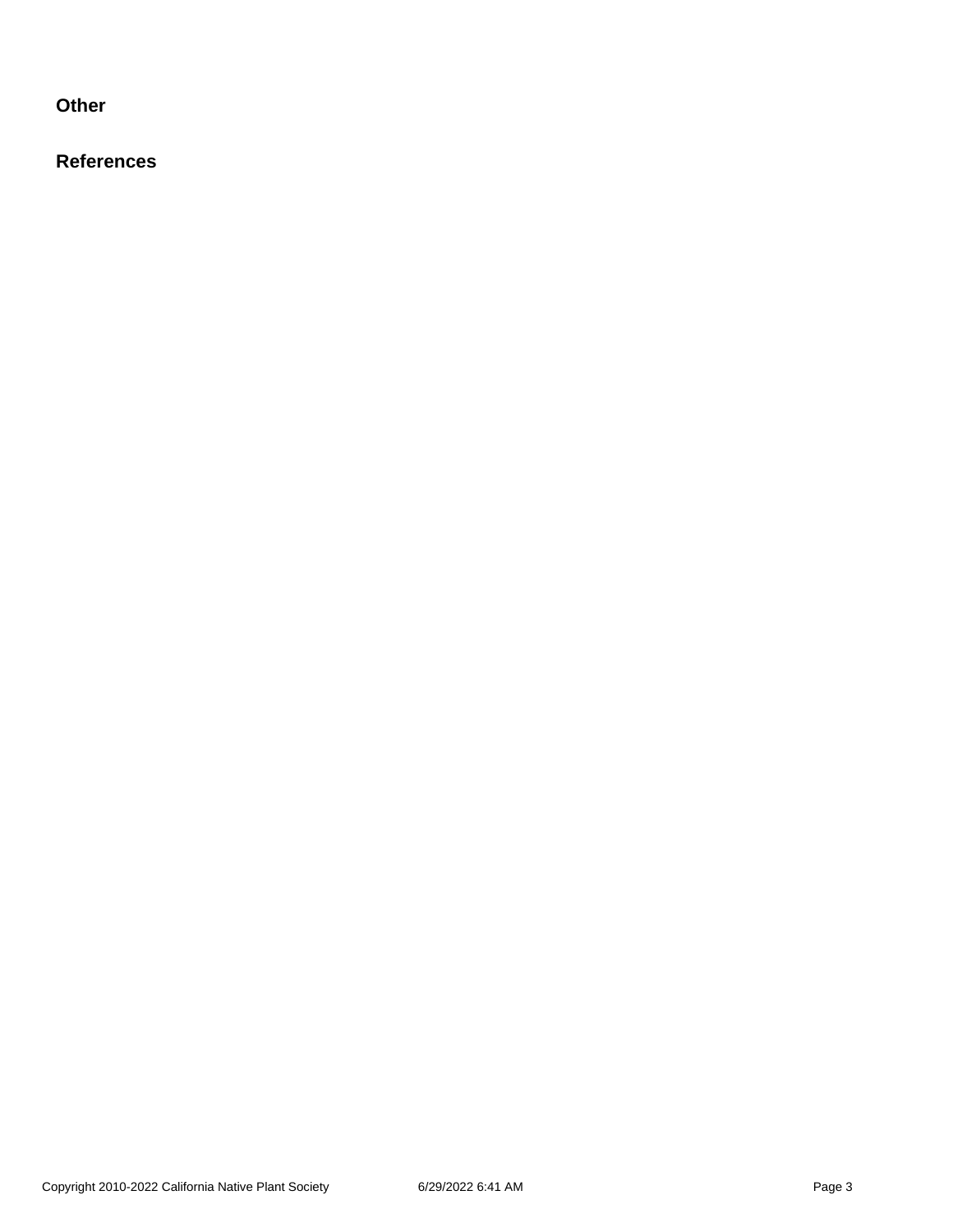## Other

## References